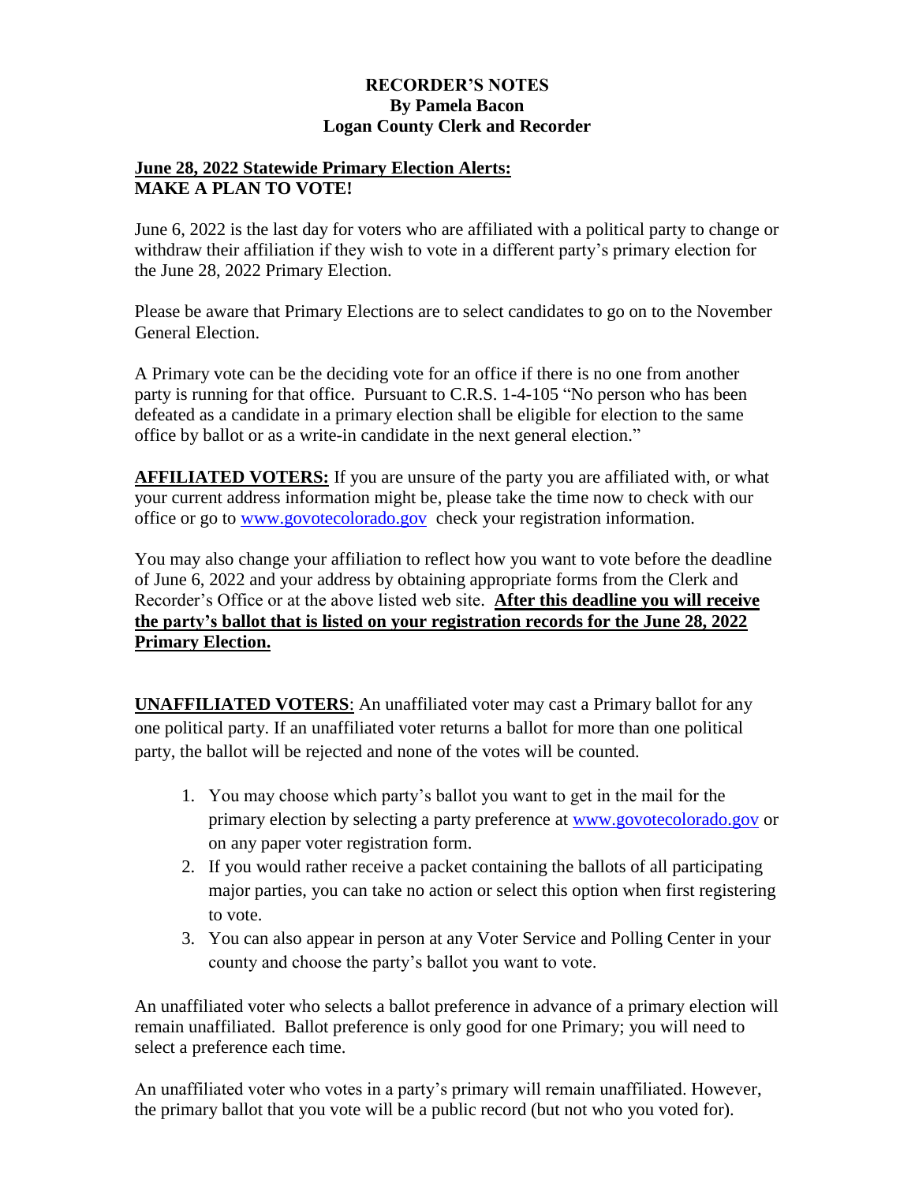**RECORDER'S NOTES**
**By Pamela Bacon**
**Logan County Clerk and Recorder**

**June 28, 2022 Statewide Primary Election Alerts:**
**MAKE A PLAN TO VOTE!**

June 6, 2022 is the last day for voters who are affiliated with a political party to change or withdraw their affiliation if they wish to vote in a different party's primary election for the June 28, 2022 Primary Election.

Please be aware that Primary Elections are to select candidates to go on to the November General Election.

A Primary vote can be the deciding vote for an office if there is no one from another party is running for that office. Pursuant to C.R.S. 1-4-105 "No person who has been defeated as a candidate in a primary election shall be eligible for election to the same office by ballot or as a write-in candidate in the next general election."

**AFFILIATED VOTERS:** If you are unsure of the party you are affiliated with, or what your current address information might be, please take the time now to check with our office or go to www.govotecolorado.gov check your registration information.

You may also change your affiliation to reflect how you want to vote before the deadline of June 6, 2022 and your address by obtaining appropriate forms from the Clerk and Recorder's Office or at the above listed web site. **After this deadline you will receive the party's ballot that is listed on your registration records for the June 28, 2022 Primary Election.**

**UNAFFILIATED VOTERS**: An unaffiliated voter may cast a Primary ballot for any one political party. If an unaffiliated voter returns a ballot for more than one political party, the ballot will be rejected and none of the votes will be counted.

1. You may choose which party's ballot you want to get in the mail for the primary election by selecting a party preference at www.govotecolorado.gov or on any paper voter registration form.
2. If you would rather receive a packet containing the ballots of all participating major parties, you can take no action or select this option when first registering to vote.
3. You can also appear in person at any Voter Service and Polling Center in your county and choose the party's ballot you want to vote.

An unaffiliated voter who selects a ballot preference in advance of a primary election will remain unaffiliated. Ballot preference is only good for one Primary; you will need to select a preference each time.

An unaffiliated voter who votes in a party's primary will remain unaffiliated. However, the primary ballot that you vote will be a public record (but not who you voted for).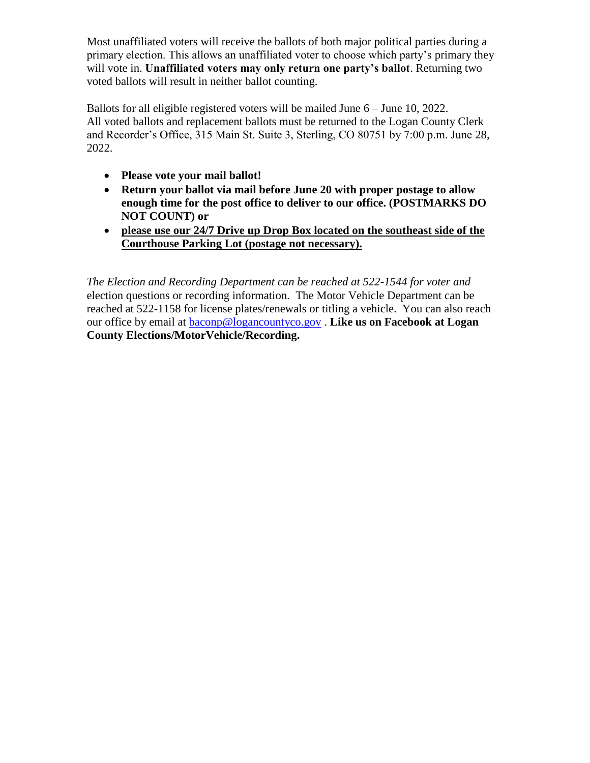Most unaffiliated voters will receive the ballots of both major political parties during a primary election. This allows an unaffiliated voter to choose which party's primary they will vote in. **Unaffiliated voters may only return one party's ballot**. Returning two voted ballots will result in neither ballot counting.

Ballots for all eligible registered voters will be mailed June 6 – June 10, 2022.
All voted ballots and replacement ballots must be returned to the Logan County Clerk and Recorder's Office, 315 Main St. Suite 3, Sterling, CO 80751 by 7:00 p.m. June 28, 2022.

- **Please vote your mail ballot!**
- **Return your ballot via mail before June 20 with proper postage to allow enough time for the post office to deliver to our office. (POSTMARKS DO NOT COUNT) or**
- **please use our 24/7 Drive up Drop Box located on the southeast side of the Courthouse Parking Lot (postage not necessary).**

*The Election and Recording Department can be reached at 522-1544 for voter and* election questions or recording information. The Motor Vehicle Department can be reached at 522-1158 for license plates/renewals or titling a vehicle. You can also reach our office by email at baconp@logancountyco.gov . **Like us on Facebook at Logan County Elections/MotorVehicle/Recording.**